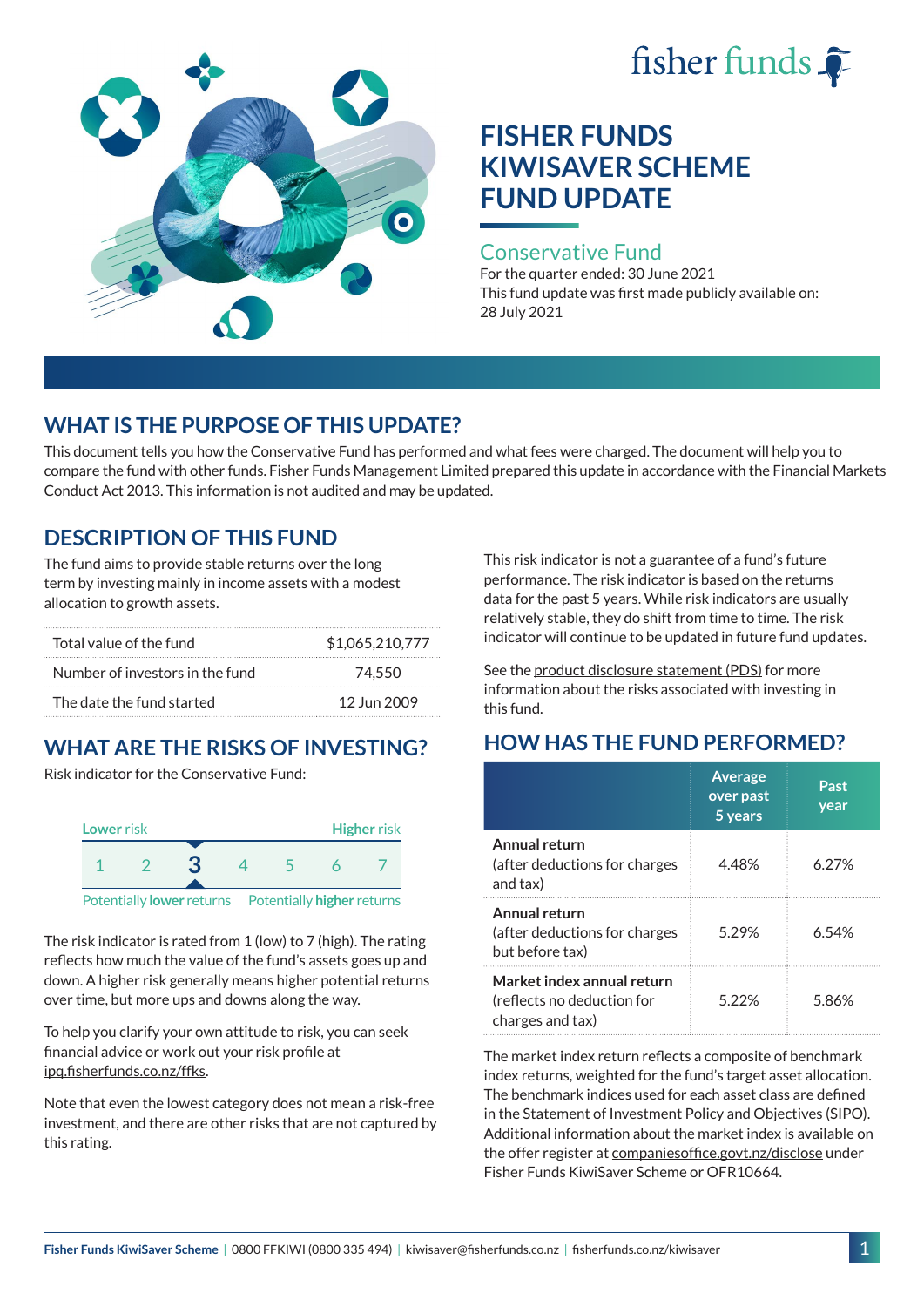fisher funds

# FISHER FUNDS KIWISAVER SCHEME FUND UPDATE

## Conservative Fund

For the quarter ended: 30 June 2021

This fund update was first made publicly available on: 28 July 2021

## WHAT IS THE PURPOSE OF THIS UPDATE?

This document tells you how the Conservative Fund has performed and what fees were charged. The document will help you to compare the fund with other funds. Fisher Funds Management Limited prepared this update in accordance with the Financial Markets Conduct Act 2013. This information is not audited and may be updated.

## DESCRIPTION OF THIS FUND

The fund aims to provide stable returns over the long term by investing mainly in income assets with a modest allocation to growth assets.

| | |
|---|---|
| Total value of the fund | $1,065,210,777 |
| Number of investors in the fund | 74,550 |
| The date the fund started | 12 Jun 2009 |

## WHAT ARE THE RISKS OF INVESTING?

Risk indicator for the Conservative Fund:

Lower risk — Higher risk

1 2 **3** 4 5 6 7

Potentially **lower** returns — Potentially **higher** returns

The risk indicator is rated from 1 (low) to 7 (high). The rating reflects how much the value of the fund's assets goes up and down. A higher risk generally means higher potential returns over time, but more ups and downs along the way.

To help you clarify your own attitude to risk, you can seek financial advice or work out your risk profile at ipq.fisherfunds.co.nz/ffks.

Note that even the lowest category does not mean a risk-free investment, and there are other risks that are not captured by this rating.

This risk indicator is not a guarantee of a fund's future performance. The risk indicator is based on the returns data for the past 5 years. While risk indicators are usually relatively stable, they do shift from time to time. The risk indicator will continue to be updated in future fund updates.

See the product disclosure statement (PDS) for more information about the risks associated with investing in this fund.

## HOW HAS THE FUND PERFORMED?

| | Average over past 5 years | Past year |
|---|---|---|
| **Annual return** (after deductions for charges and tax) | 4.48% | 6.27% |
| **Annual return** (after deductions for charges but before tax) | 5.29% | 6.54% |
| **Market index annual return** (reflects no deduction for charges and tax) | 5.22% | 5.86% |

The market index return reflects a composite of benchmark index returns, weighted for the fund's target asset allocation. The benchmark indices used for each asset class are defined in the Statement of Investment Policy and Objectives (SIPO). Additional information about the market index is available on the offer register at companiesoffice.govt.nz/disclose under Fisher Funds KiwiSaver Scheme or OFR10664.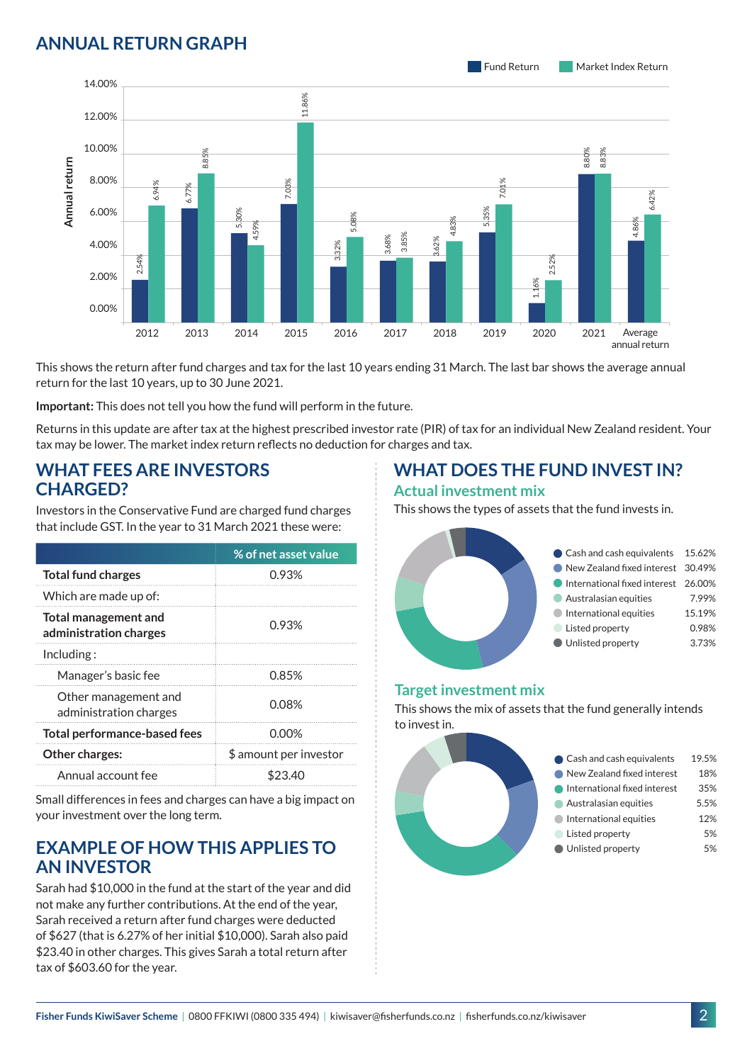## ANNUAL RETURN GRAPH

| Year | Fund Return | Market Index Return |
|---|---|---|
| 2012 | 2.54% | 6.94% |
| 2013 | 6.77% | 8.85% |
| 2014 | 5.30% | 4.59% |
| 2015 | 7.03% | 11.86% |
| 2016 | 3.32% | 5.08% |
| 2017 | 3.68% | 3.85% |
| 2018 | 3.62% | 4.83% |
| 2019 | 5.35% | 7.01% |
| 2020 | 1.16% | 2.52% |
| 2021 | 8.80% | 8.83% |
| Average annual return | 4.86% | 6.42% |

This shows the return after fund charges and tax for the last 10 years ending 31 March. The last bar shows the average annual return for the last 10 years, up to 30 June 2021.

**Important:** This does not tell you how the fund will perform in the future.

Returns in this update are after tax at the highest prescribed investor rate (PIR) of tax for an individual New Zealand resident. Your tax may be lower. The market index return reflects no deduction for charges and tax.

## WHAT FEES ARE INVESTORS CHARGED?

Investors in the Conservative Fund are charged fund charges that include GST. In the year to 31 March 2021 these were:

| | % of net asset value |
|---|---|
| **Total fund charges** | 0.93% |
| Which are made up of: | |
| **Total management and administration charges** | 0.93% |
| Including : | |
| Manager's basic fee | 0.85% |
| Other management and administration charges | 0.08% |
| **Total performance-based fees** | 0.00% |
| **Other charges:** | $ amount per investor |
| Annual account fee | $23.40 |

Small differences in fees and charges can have a big impact on your investment over the long term.

## EXAMPLE OF HOW THIS APPLIES TO AN INVESTOR

Sarah had $10,000 in the fund at the start of the year and did not make any further contributions. At the end of the year, Sarah received a return after fund charges were deducted of $627 (that is 6.27% of her initial $10,000). Sarah also paid $23.40 in other charges. This gives Sarah a total return after tax of $603.60 for the year.

## WHAT DOES THE FUND INVEST IN?

### Actual investment mix

This shows the types of assets that the fund invests in.

| Asset | % |
|---|---|
| Cash and cash equivalents | 15.62% |
| New Zealand fixed interest | 30.49% |
| International fixed interest | 26.00% |
| Australasian equities | 7.99% |
| International equities | 15.19% |
| Listed property | 0.98% |
| Unlisted property | 3.73% |

### Target investment mix

This shows the mix of assets that the fund generally intends to invest in.

| Asset | % |
|---|---|
| Cash and cash equivalents | 19.5% |
| New Zealand fixed interest | 18% |
| International fixed interest | 35% |
| Australasian equities | 5.5% |
| International equities | 12% |
| Listed property | 5% |
| Unlisted property | 5% |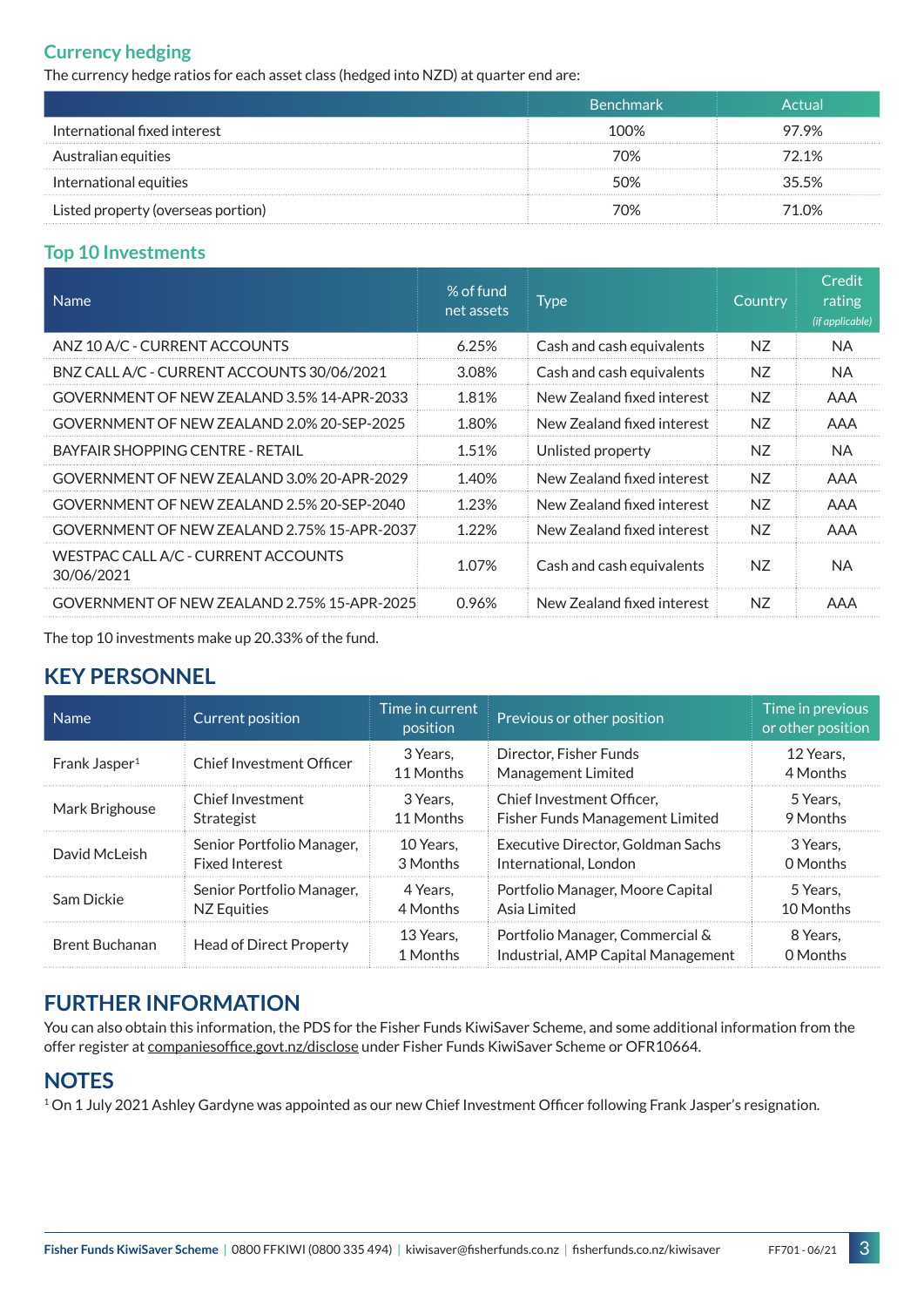## Currency hedging

The currency hedge ratios for each asset class (hedged into NZD) at quarter end are:

| | Benchmark | Actual |
|---|---|---|
| International fixed interest | 100% | 97.9% |
| Australian equities | 70% | 72.1% |
| International equities | 50% | 35.5% |
| Listed property (overseas portion) | 70% | 71.0% |

## Top 10 Investments

| Name | % of fund net assets | Type | Country | Credit rating *(if applicable)* |
|---|---|---|---|---|
| ANZ 10 A/C - CURRENT ACCOUNTS | 6.25% | Cash and cash equivalents | NZ | NA |
| BNZ CALL A/C - CURRENT ACCOUNTS 30/06/2021 | 3.08% | Cash and cash equivalents | NZ | NA |
| GOVERNMENT OF NEW ZEALAND 3.5% 14-APR-2033 | 1.81% | New Zealand fixed interest | NZ | AAA |
| GOVERNMENT OF NEW ZEALAND 2.0% 20-SEP-2025 | 1.80% | New Zealand fixed interest | NZ | AAA |
| BAYFAIR SHOPPING CENTRE - RETAIL | 1.51% | Unlisted property | NZ | NA |
| GOVERNMENT OF NEW ZEALAND 3.0% 20-APR-2029 | 1.40% | New Zealand fixed interest | NZ | AAA |
| GOVERNMENT OF NEW ZEALAND 2.5% 20-SEP-2040 | 1.23% | New Zealand fixed interest | NZ | AAA |
| GOVERNMENT OF NEW ZEALAND 2.75% 15-APR-2037 | 1.22% | New Zealand fixed interest | NZ | AAA |
| WESTPAC CALL A/C - CURRENT ACCOUNTS 30/06/2021 | 1.07% | Cash and cash equivalents | NZ | NA |
| GOVERNMENT OF NEW ZEALAND 2.75% 15-APR-2025 | 0.96% | New Zealand fixed interest | NZ | AAA |

The top 10 investments make up 20.33% of the fund.

## KEY PERSONNEL

| Name | Current position | Time in current position | Previous or other position | Time in previous or other position |
|---|---|---|---|---|
| Frank Jasper[1] | Chief Investment Officer | 3 Years, 11 Months | Director, Fisher Funds Management Limited | 12 Years, 4 Months |
| Mark Brighouse | Chief Investment Strategist | 3 Years, 11 Months | Chief Investment Officer, Fisher Funds Management Limited | 5 Years, 9 Months |
| David McLeish | Senior Portfolio Manager, Fixed Interest | 10 Years, 3 Months | Executive Director, Goldman Sachs International, London | 3 Years, 0 Months |
| Sam Dickie | Senior Portfolio Manager, NZ Equities | 4 Years, 4 Months | Portfolio Manager, Moore Capital Asia Limited | 5 Years, 10 Months |
| Brent Buchanan | Head of Direct Property | 13 Years, 1 Months | Portfolio Manager, Commercial & Industrial, AMP Capital Management | 8 Years, 0 Months |

## FURTHER INFORMATION

You can also obtain this information, the PDS for the Fisher Funds KiwiSaver Scheme, and some additional information from the offer register at companiesoffice.govt.nz/disclose under Fisher Funds KiwiSaver Scheme or OFR10664.

## NOTES

[1] On 1 July 2021 Ashley Gardyne was appointed as our new Chief Investment Officer following Frank Jasper's resignation.